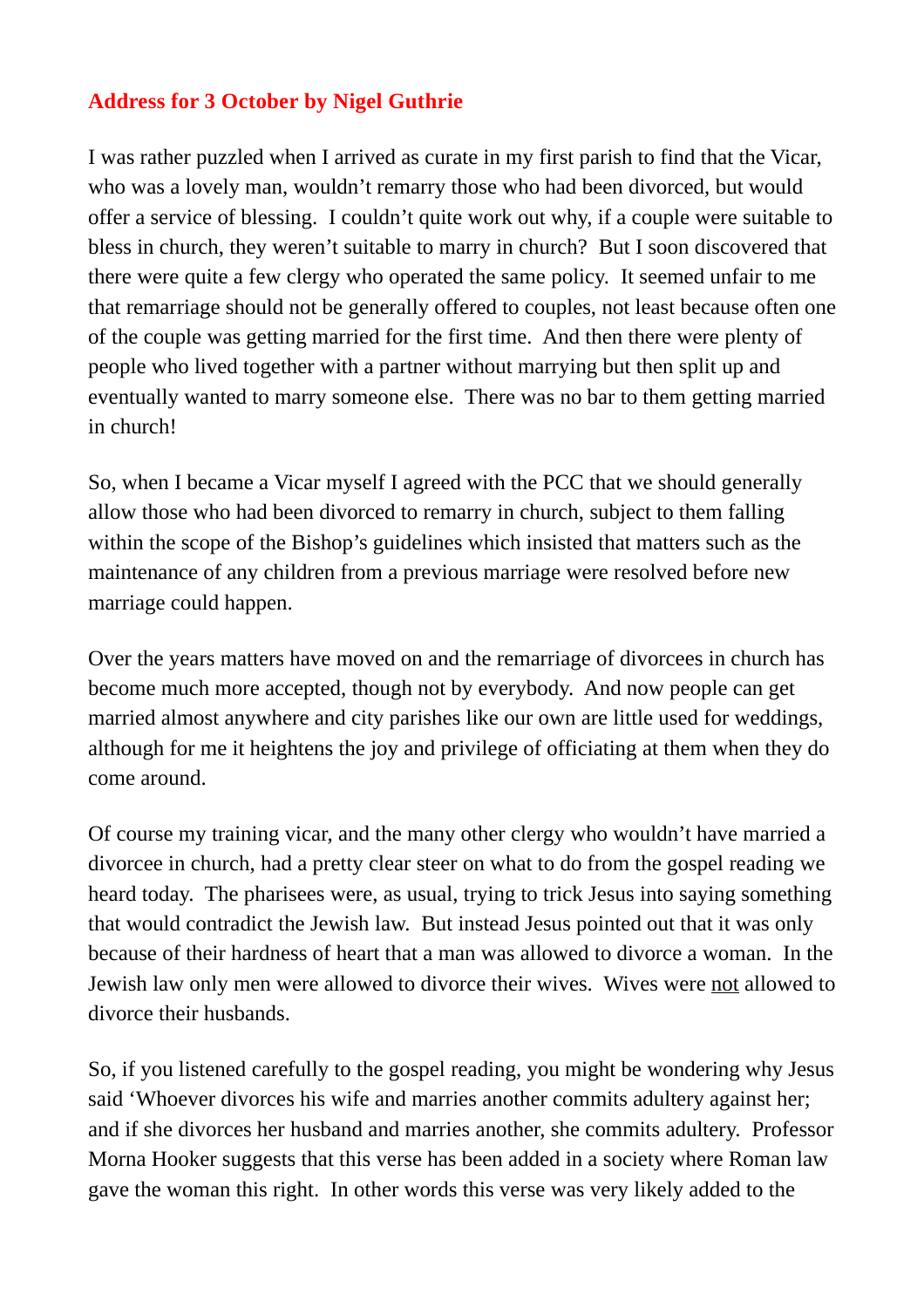**Address for 3 October by Nigel Guthrie**

I was rather puzzled when I arrived as curate in my first parish to find that the Vicar, who was a lovely man, wouldn't remarry those who had been divorced, but would offer a service of blessing. I couldn't quite work out why, if a couple were suitable to bless in church, they weren't suitable to marry in church? But I soon discovered that there were quite a few clergy who operated the same policy. It seemed unfair to me that remarriage should not be generally offered to couples, not least because often one of the couple was getting married for the first time. And then there were plenty of people who lived together with a partner without marrying but then split up and eventually wanted to marry someone else. There was no bar to them getting married in church!

So, when I became a Vicar myself I agreed with the PCC that we should generally allow those who had been divorced to remarry in church, subject to them falling within the scope of the Bishop's guidelines which insisted that matters such as the maintenance of any children from a previous marriage were resolved before new marriage could happen.

Over the years matters have moved on and the remarriage of divorcees in church has become much more accepted, though not by everybody. And now people can get married almost anywhere and city parishes like our own are little used for weddings, although for me it heightens the joy and privilege of officiating at them when they do come around.

Of course my training vicar, and the many other clergy who wouldn't have married a divorcee in church, had a pretty clear steer on what to do from the gospel reading we heard today. The pharisees were, as usual, trying to trick Jesus into saying something that would contradict the Jewish law. But instead Jesus pointed out that it was only because of their hardness of heart that a man was allowed to divorce a woman. In the Jewish law only men were allowed to divorce their wives. Wives were <u>not</u> allowed to divorce their husbands.

So, if you listened carefully to the gospel reading, you might be wondering why Jesus said 'Whoever divorces his wife and marries another commits adultery against her; and if she divorces her husband and marries another, she commits adultery. Professor Morna Hooker suggests that this verse has been added in a society where Roman law gave the woman this right. In other words this verse was very likely added to the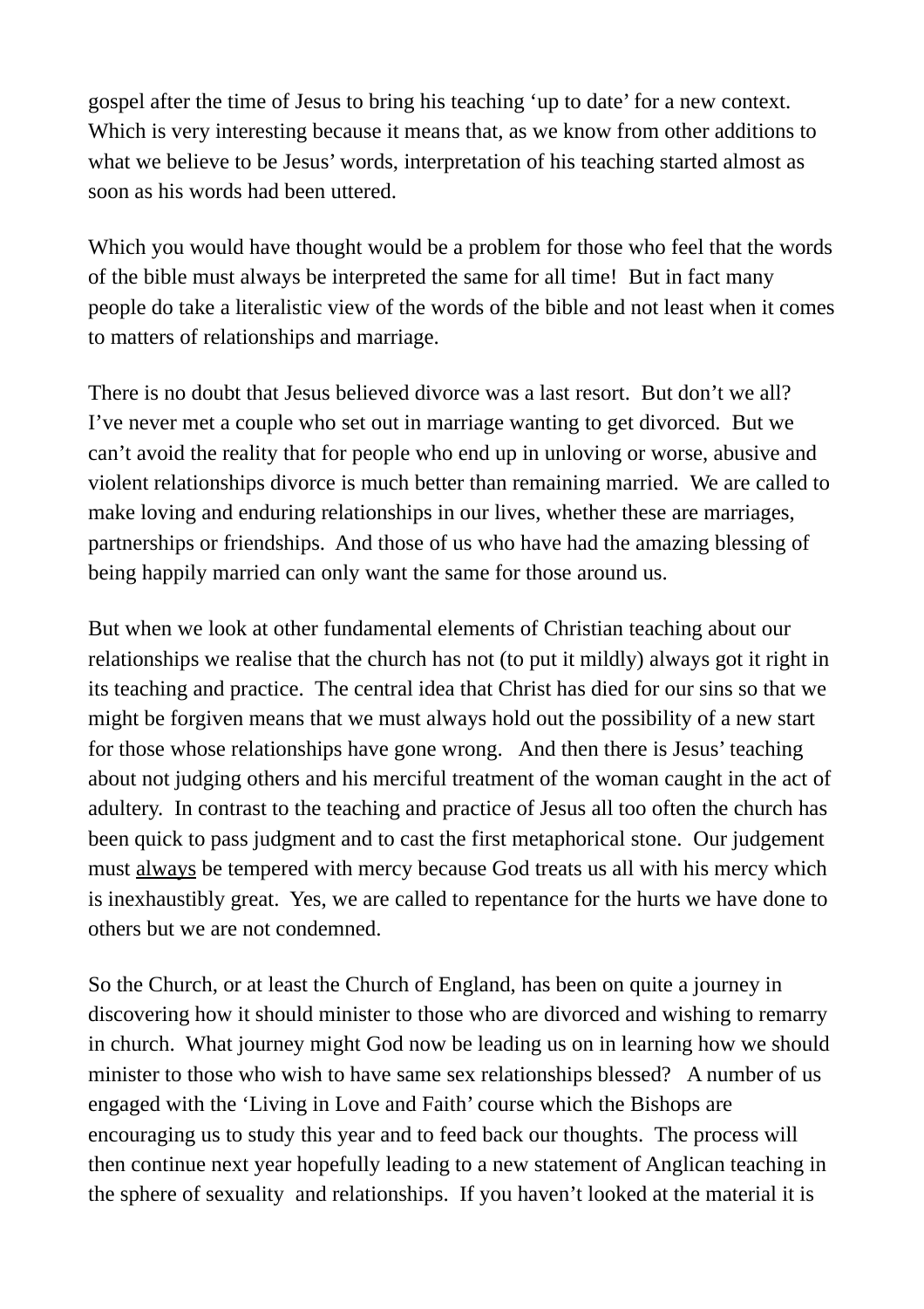gospel after the time of Jesus to bring his teaching ‘up to date’ for a new context. Which is very interesting because it means that, as we know from other additions to what we believe to be Jesus’ words, interpretation of his teaching started almost as soon as his words had been uttered.

Which you would have thought would be a problem for those who feel that the words of the bible must always be interpreted the same for all time! But in fact many people do take a literalistic view of the words of the bible and not least when it comes to matters of relationships and marriage.

There is no doubt that Jesus believed divorce was a last resort. But don’t we all? I’ve never met a couple who set out in marriage wanting to get divorced. But we can’t avoid the reality that for people who end up in unloving or worse, abusive and violent relationships divorce is much better than remaining married. We are called to make loving and enduring relationships in our lives, whether these are marriages, partnerships or friendships. And those of us who have had the amazing blessing of being happily married can only want the same for those around us.

But when we look at other fundamental elements of Christian teaching about our relationships we realise that the church has not (to put it mildly) always got it right in its teaching and practice. The central idea that Christ has died for our sins so that we might be forgiven means that we must always hold out the possibility of a new start for those whose relationships have gone wrong. And then there is Jesus’ teaching about not judging others and his merciful treatment of the woman caught in the act of adultery. In contrast to the teaching and practice of Jesus all too often the church has been quick to pass judgment and to cast the first metaphorical stone. Our judgement must <u>always</u> be tempered with mercy because God treats us all with his mercy which is inexhaustibly great. Yes, we are called to repentance for the hurts we have done to others but we are not condemned.

So the Church, or at least the Church of England, has been on quite a journey in discovering how it should minister to those who are divorced and wishing to remarry in church. What journey might God now be leading us on in learning how we should minister to those who wish to have same sex relationships blessed? A number of us engaged with the ‘Living in Love and Faith’ course which the Bishops are encouraging us to study this year and to feed back our thoughts. The process will then continue next year hopefully leading to a new statement of Anglican teaching in the sphere of sexuality and relationships. If you haven’t looked at the material it is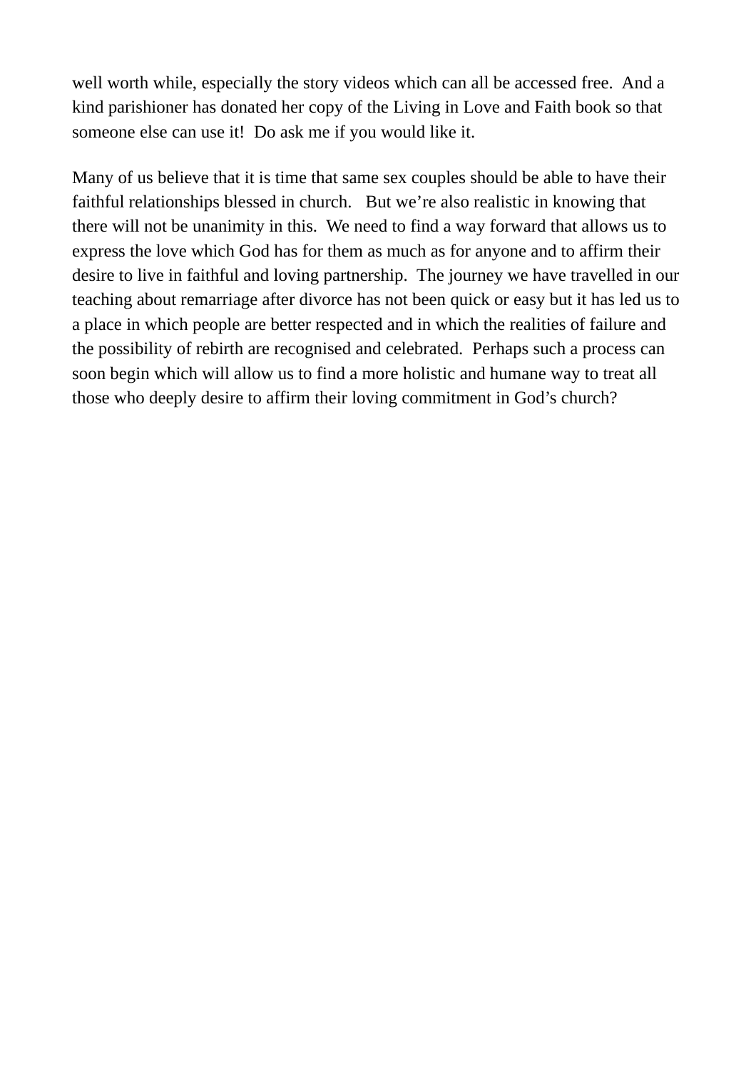well worth while, especially the story videos which can all be accessed free. And a kind parishioner has donated her copy of the Living in Love and Faith book so that someone else can use it! Do ask me if you would like it.

Many of us believe that it is time that same sex couples should be able to have their faithful relationships blessed in church. But we're also realistic in knowing that there will not be unanimity in this. We need to find a way forward that allows us to express the love which God has for them as much as for anyone and to affirm their desire to live in faithful and loving partnership. The journey we have travelled in our teaching about remarriage after divorce has not been quick or easy but it has led us to a place in which people are better respected and in which the realities of failure and the possibility of rebirth are recognised and celebrated. Perhaps such a process can soon begin which will allow us to find a more holistic and humane way to treat all those who deeply desire to affirm their loving commitment in God's church?